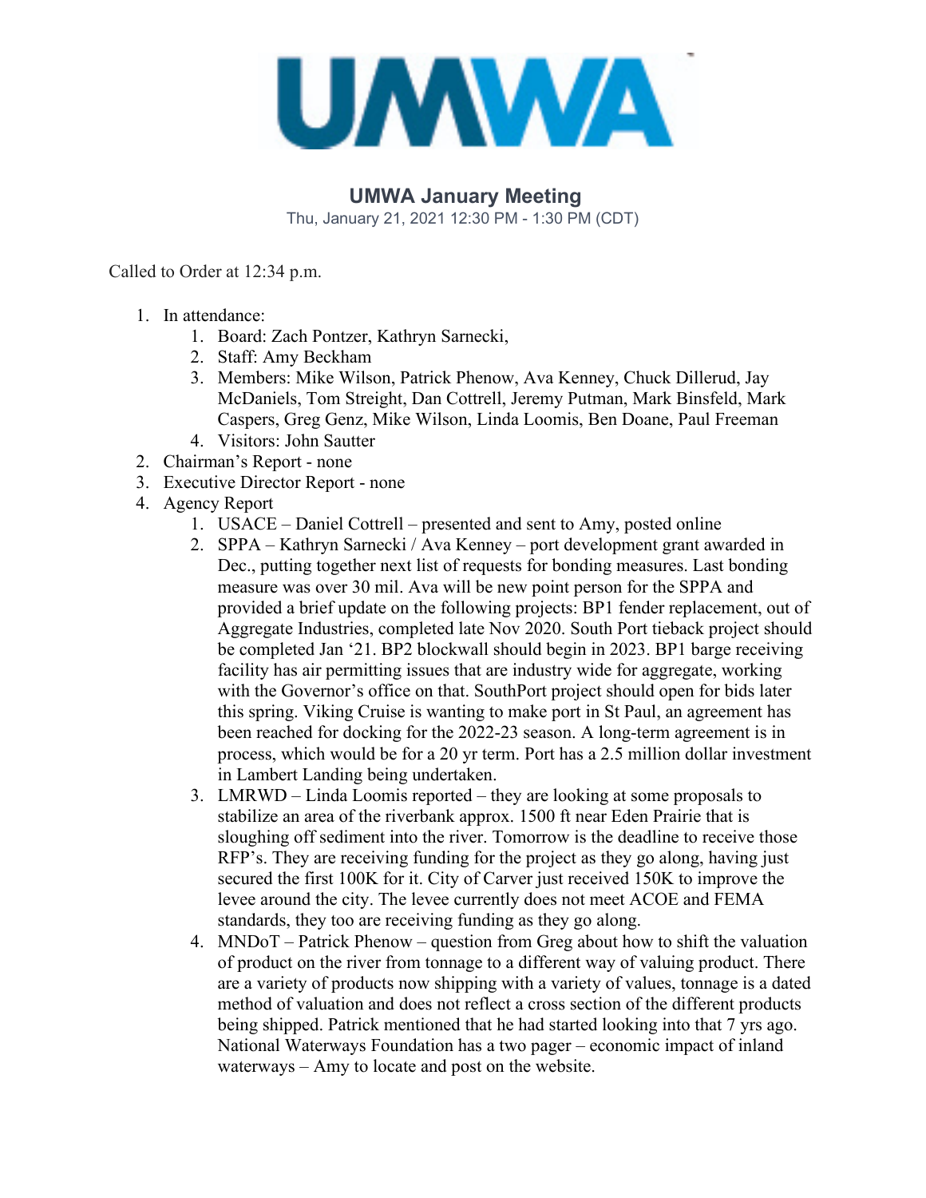UMWA

## UMWA January Meeting

Thu, January 21, 2021 12:30 PM - 1:30 PM (CDT)

Called to Order at 12:34 p.m.

1. In attendance:
    1. Board: Zach Pontzer, Kathryn Sarnecki,
    2. Staff: Amy Beckham
    3. Members: Mike Wilson, Patrick Phenow, Ava Kenney, Chuck Dillerud, Jay McDaniels, Tom Streight, Dan Cottrell, Jeremy Putman, Mark Binsfeld, Mark Caspers, Greg Genz, Mike Wilson, Linda Loomis, Ben Doane, Paul Freeman
    4. Visitors: John Sautter
2. Chairman's Report - none
3. Executive Director Report - none
4. Agency Report
    1. USACE – Daniel Cottrell – presented and sent to Amy, posted online
    2. SPPA – Kathryn Sarnecki / Ava Kenney – port development grant awarded in Dec., putting together next list of requests for bonding measures. Last bonding measure was over 30 mil. Ava will be new point person for the SPPA and provided a brief update on the following projects: BP1 fender replacement, out of Aggregate Industries, completed late Nov 2020. South Port tieback project should be completed Jan '21. BP2 blockwall should begin in 2023. BP1 barge receiving facility has air permitting issues that are industry wide for aggregate, working with the Governor's office on that. SouthPort project should open for bids later this spring. Viking Cruise is wanting to make port in St Paul, an agreement has been reached for docking for the 2022-23 season. A long-term agreement is in process, which would be for a 20 yr term. Port has a 2.5 million dollar investment in Lambert Landing being undertaken.
    3. LMRWD – Linda Loomis reported – they are looking at some proposals to stabilize an area of the riverbank approx. 1500 ft near Eden Prairie that is sloughing off sediment into the river. Tomorrow is the deadline to receive those RFP's. They are receiving funding for the project as they go along, having just secured the first 100K for it. City of Carver just received 150K to improve the levee around the city. The levee currently does not meet ACOE and FEMA standards, they too are receiving funding as they go along.
    4. MNDoT – Patrick Phenow – question from Greg about how to shift the valuation of product on the river from tonnage to a different way of valuing product. There are a variety of products now shipping with a variety of values, tonnage is a dated method of valuation and does not reflect a cross section of the different products being shipped. Patrick mentioned that he had started looking into that 7 yrs ago. National Waterways Foundation has a two pager – economic impact of inland waterways – Amy to locate and post on the website.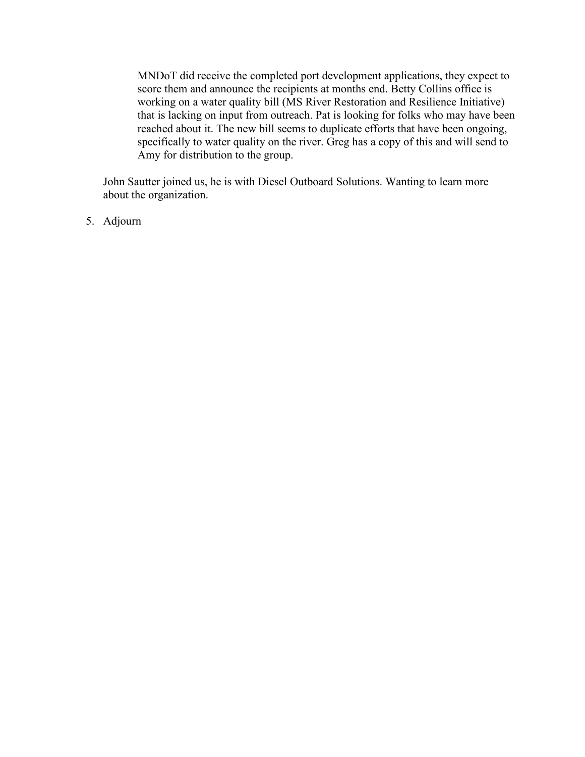MNDoT did receive the completed port development applications, they expect to score them and announce the recipients at months end. Betty Collins office is working on a water quality bill (MS River Restoration and Resilience Initiative) that is lacking on input from outreach. Pat is looking for folks who may have been reached about it. The new bill seems to duplicate efforts that have been ongoing, specifically to water quality on the river. Greg has a copy of this and will send to Amy for distribution to the group.

John Sautter joined us, he is with Diesel Outboard Solutions. Wanting to learn more about the organization.

5. Adjourn